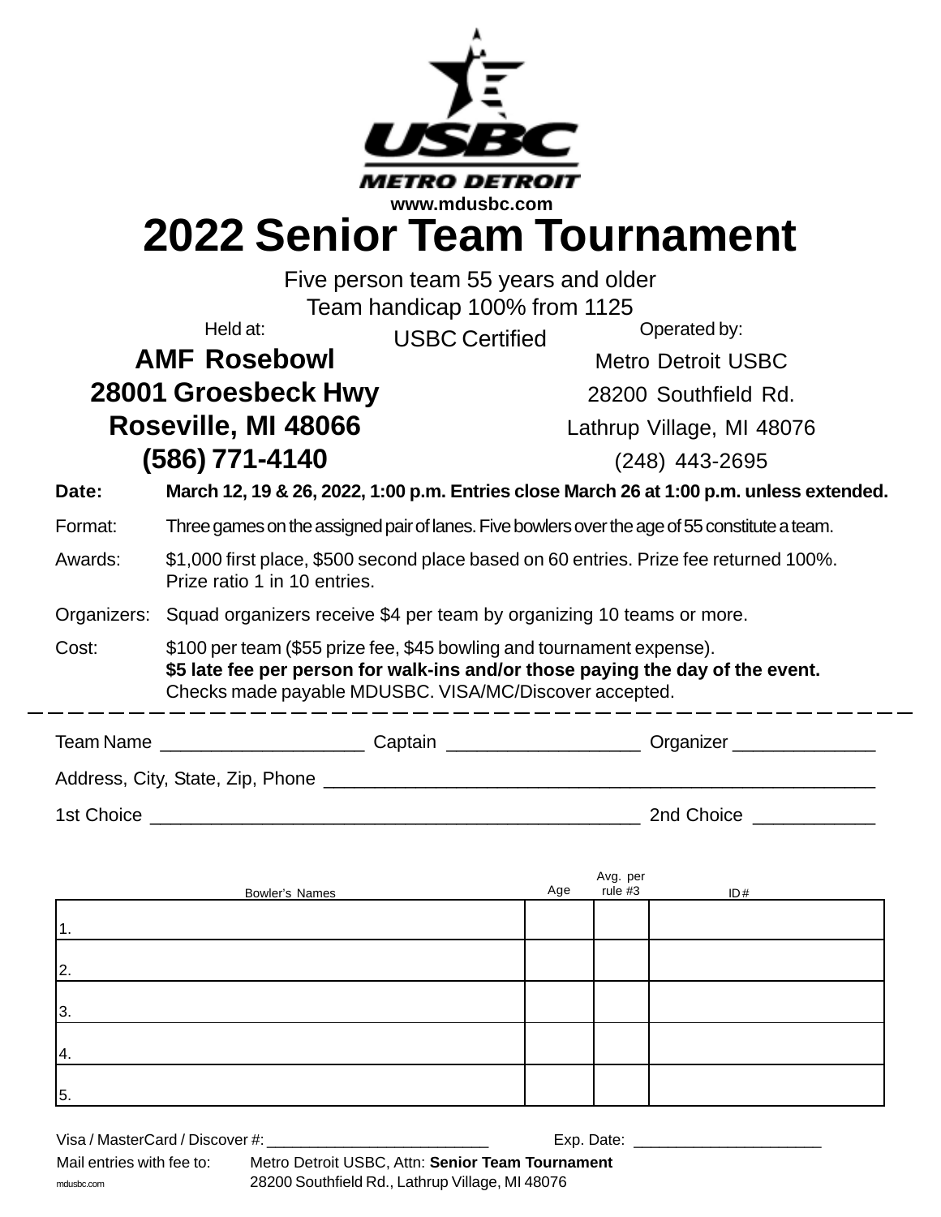USBC METRO DETROIT

www.mdusbc.com

# 2022 Senior Team Tournament

Five person team 55 years and older

Team handicap 100% from 1125

USBC Certified

Held at:

**AMF Rosebowl**
**28001 Groesbeck Hwy**
**Roseville, MI 48066**
**(586) 771-4140**

Operated by:

Metro Detroit USBC
28200 Southfield Rd.
Lathrup Village, MI 48076
(248) 443-2695

**Date:** **March 12, 19 & 26, 2022, 1:00 p.m. Entries close March 26 at 1:00 p.m. unless extended.**

Format: Three games on the assigned pair of lanes. Five bowlers over the age of 55 constitute a team.

Awards: $1,000 first place, $500 second place based on 60 entries. Prize fee returned 100%. Prize ratio 1 in 10 entries.

Organizers: Squad organizers receive $4 per team by organizing 10 teams or more.

Cost: $100 per team ($55 prize fee, $45 bowling and tournament expense).
**$5 late fee per person for walk-ins and/or those paying the day of the event.**
Checks made payable MDUSBC. VISA/MC/Discover accepted.

---

Team Name ____________________ Captain ___________________ Organizer ______________

Address, City, State, Zip, Phone _______________________________________________________

1st Choice ________________________________________________ 2nd Choice ____________

| Bowler's Names | Age | Avg. per rule #3 | ID # |
|---|---|---|---|
| 1. | | | |
| 2. | | | |
| 3. | | | |
| 4. | | | |
| 5. | | | |

Visa / MasterCard / Discover #: __________________________ Exp. Date: ______________________

Mail entries with fee to: Metro Detroit USBC, Attn: **Senior Team Tournament**
28200 Southfield Rd., Lathrup Village, MI 48076

mdusbc.com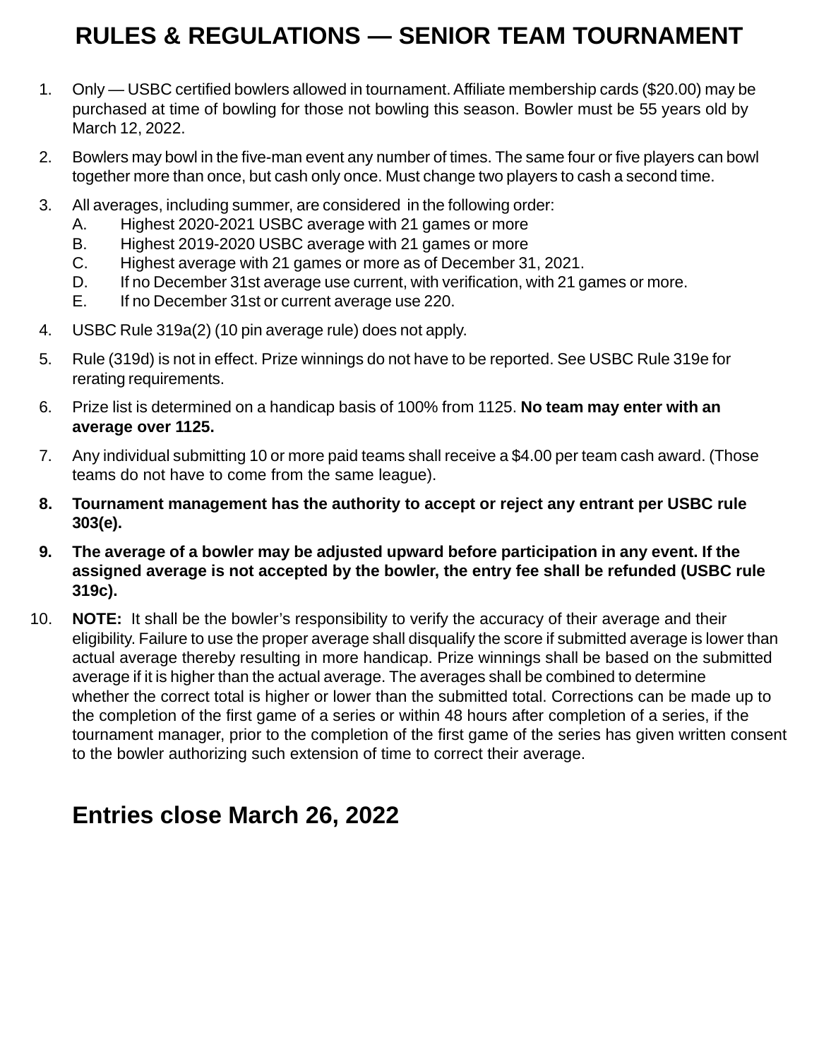# RULES & REGULATIONS — SENIOR TEAM TOURNAMENT

1. Only — USBC certified bowlers allowed in tournament. Affiliate membership cards ($20.00) may be purchased at time of bowling for those not bowling this season. Bowler must be 55 years old by March 12, 2022.
2. Bowlers may bowl in the five-man event any number of times. The same four or five players can bowl together more than once, but cash only once. Must change two players to cash a second time.
3. All averages, including summer, are considered in the following order:
   - A. Highest 2020-2021 USBC average with 21 games or more
   - B. Highest 2019-2020 USBC average with 21 games or more
   - C. Highest average with 21 games or more as of December 31, 2021.
   - D. If no December 31st average use current, with verification, with 21 games or more.
   - E. If no December 31st or current average use 220.
4. USBC Rule 319a(2) (10 pin average rule) does not apply.
5. Rule (319d) is not in effect. Prize winnings do not have to be reported. See USBC Rule 319e for rerating requirements.
6. Prize list is determined on a handicap basis of 100% from 1125. **No team may enter with an average over 1125.**
7. Any individual submitting 10 or more paid teams shall receive a $4.00 per team cash award. (Those teams do not have to come from the same league).
8. **Tournament management has the authority to accept or reject any entrant per USBC rule 303(e).**
9. **The average of a bowler may be adjusted upward before participation in any event. If the assigned average is not accepted by the bowler, the entry fee shall be refunded (USBC rule 319c).**
10. **NOTE:** It shall be the bowler's responsibility to verify the accuracy of their average and their eligibility. Failure to use the proper average shall disqualify the score if submitted average is lower than actual average thereby resulting in more handicap. Prize winnings shall be based on the submitted average if it is higher than the actual average. The averages shall be combined to determine whether the correct total is higher or lower than the submitted total. Corrections can be made up to the completion of the first game of a series or within 48 hours after completion of a series, if the tournament manager, prior to the completion of the first game of the series has given written consent to the bowler authorizing such extension of time to correct their average.

## Entries close March 26, 2022